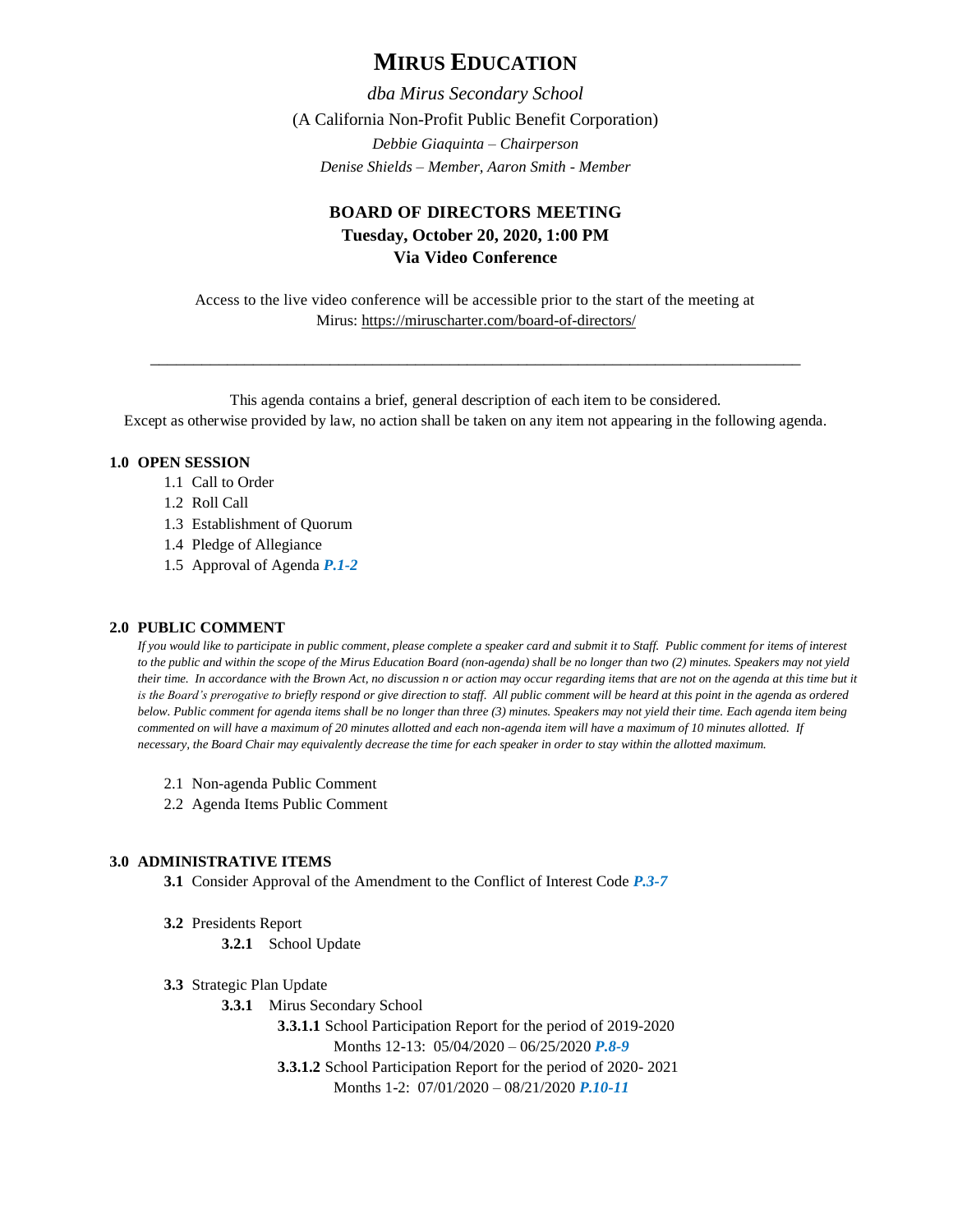# MIRUS EDUCATION

*dba Mirus Secondary School*

(A California Non-Profit Public Benefit Corporation)

*Debbie Giaquinta – Chairperson*

*Denise Shields – Member, Aaron Smith - Member*

## BOARD OF DIRECTORS MEETING
## Tuesday, October 20, 2020, 1:00 PM
## Via Video Conference

Access to the live video conference will be accessible prior to the start of the meeting at Mirus: https://miruscharter.com/board-of-directors/

---

This agenda contains a brief, general description of each item to be considered.
Except as otherwise provided by law, no action shall be taken on any item not appearing in the following agenda.

### 1.0 OPEN SESSION

- 1.1 Call to Order
- 1.2 Roll Call
- 1.3 Establishment of Quorum
- 1.4 Pledge of Allegiance
- 1.5 Approval of Agenda ***P.1-2***

### 2.0 PUBLIC COMMENT

*If you would like to participate in public comment, please complete a speaker card and submit it to Staff. Public comment for items of interest to the public and within the scope of the Mirus Education Board (non-agenda) shall be no longer than two (2) minutes. Speakers may not yield their time. In accordance with the Brown Act, no discussion n or action may occur regarding items that are not on the agenda at this time but it is the Board's prerogative to briefly respond or give direction to staff. All public comment will be heard at this point in the agenda as ordered below. Public comment for agenda items shall be no longer than three (3) minutes. Speakers may not yield their time. Each agenda item being commented on will have a maximum of 20 minutes allotted and each non-agenda item will have a maximum of 10 minutes allotted. If necessary, the Board Chair may equivalently decrease the time for each speaker in order to stay within the allotted maximum.*

- 2.1 Non-agenda Public Comment
- 2.2 Agenda Items Public Comment

### 3.0 ADMINISTRATIVE ITEMS

- **3.1** Consider Approval of the Amendment to the Conflict of Interest Code ***P.3-7***
- **3.2** Presidents Report
  - **3.2.1** School Update
- **3.3** Strategic Plan Update
  - **3.3.1** Mirus Secondary School
    - **3.3.1.1** School Participation Report for the period of 2019-2020
      Months 12-13: 05/04/2020 – 06/25/2020 ***P.8-9***
    - **3.3.1.2** School Participation Report for the period of 2020- 2021
      Months 1-2: 07/01/2020 – 08/21/2020 ***P.10-11***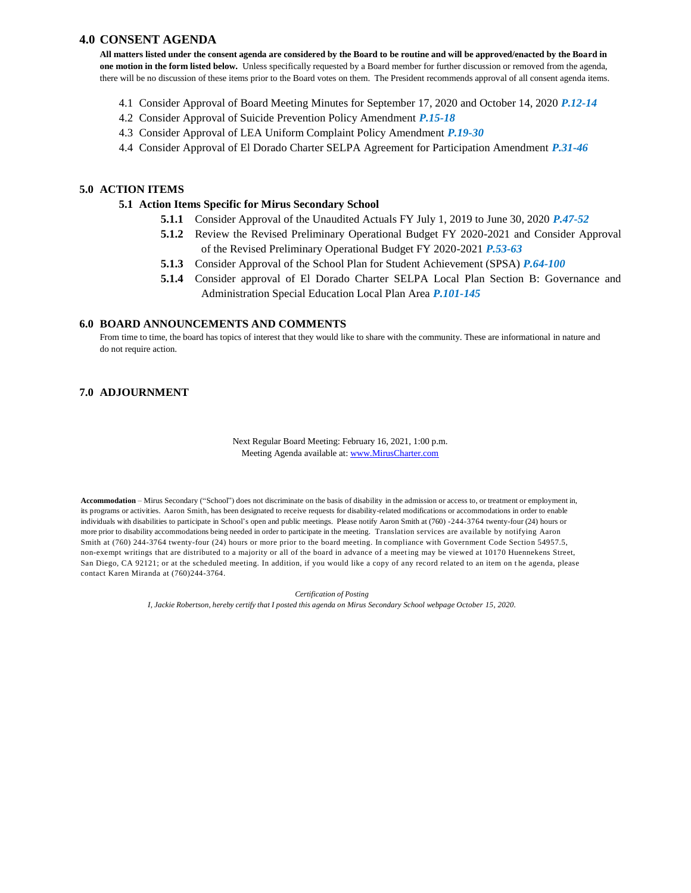## 4.0 CONSENT AGENDA

**All matters listed under the consent agenda are considered by the Board to be routine and will be approved/enacted by the Board in one motion in the form listed below.** Unless specifically requested by a Board member for further discussion or removed from the agenda, there will be no discussion of these items prior to the Board votes on them. The President recommends approval of all consent agenda items.

4.1 Consider Approval of Board Meeting Minutes for September 17, 2020 and October 14, 2020 ***P.12-14***

4.2 Consider Approval of Suicide Prevention Policy Amendment ***P.15-18***

4.3 Consider Approval of LEA Uniform Complaint Policy Amendment ***P.19-30***

4.4 Consider Approval of El Dorado Charter SELPA Agreement for Participation Amendment ***P.31-46***

## 5.0 ACTION ITEMS

### 5.1 Action Items Specific for Mirus Secondary School

**5.1.1** Consider Approval of the Unaudited Actuals FY July 1, 2019 to June 30, 2020 ***P.47-52***

**5.1.2** Review the Revised Preliminary Operational Budget FY 2020-2021 and Consider Approval of the Revised Preliminary Operational Budget FY 2020-2021 ***P.53-63***

**5.1.3** Consider Approval of the School Plan for Student Achievement (SPSA) ***P.64-100***

**5.1.4** Consider approval of El Dorado Charter SELPA Local Plan Section B: Governance and Administration Special Education Local Plan Area ***P.101-145***

## 6.0 BOARD ANNOUNCEMENTS AND COMMENTS

From time to time, the board has topics of interest that they would like to share with the community. These are informational in nature and do not require action.

## 7.0 ADJOURNMENT

Next Regular Board Meeting: February 16, 2021, 1:00 p.m.
Meeting Agenda available at: www.MirusCharter.com

**Accommodation** – Mirus Secondary ("School") does not discriminate on the basis of disability in the admission or access to, or treatment or employment in, its programs or activities. Aaron Smith, has been designated to receive requests for disability-related modifications or accommodations in order to enable individuals with disabilities to participate in School's open and public meetings. Please notify Aaron Smith at (760) -244-3764 twenty-four (24) hours or more prior to disability accommodations being needed in order to participate in the meeting. Translation services are available by notifying Aaron Smith at (760) 244-3764 twenty-four (24) hours or more prior to the board meeting. In compliance with Government Code Section 54957.5, non-exempt writings that are distributed to a majority or all of the board in advance of a meeting may be viewed at 10170 Huennekens Street, San Diego, CA 92121; or at the scheduled meeting. In addition, if you would like a copy of any record related to an item on the agenda, please contact Karen Miranda at (760)244-3764.

*Certification of Posting*

*I, Jackie Robertson, hereby certify that I posted this agenda on Mirus Secondary School webpage October 15, 2020.*